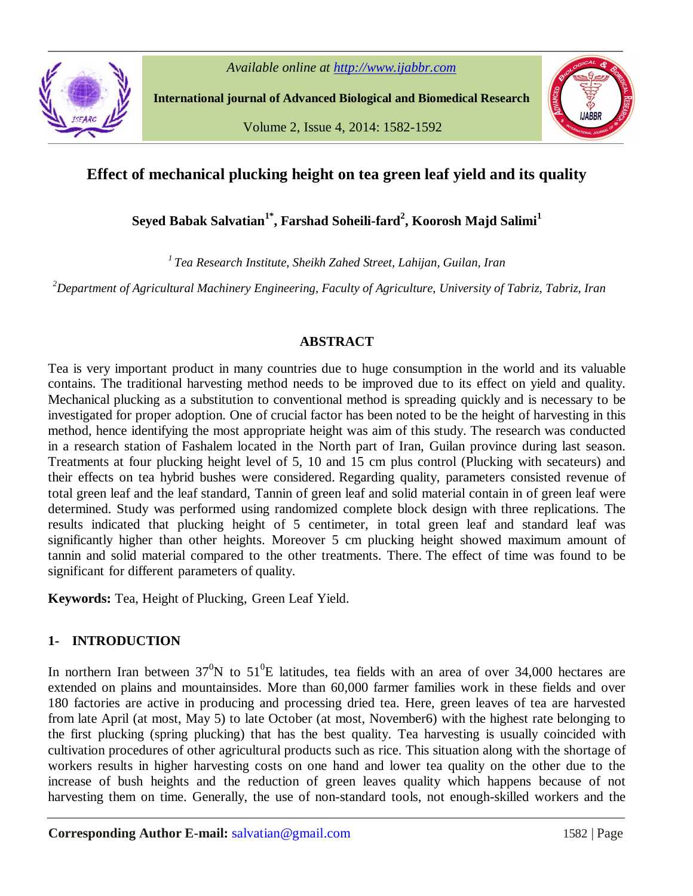# Effect of mechanical plucking height on tea green leaf yield and its quality

**Seyed Babak Salvatian[1*], Farshad Soheili-fard[2], Koorosh Majd Salimi[1]**

*[1] Tea Research Institute, Sheikh Zahed Street, Lahijan, Guilan, Iran*

*[2]Department of Agricultural Machinery Engineering, Faculty of Agriculture, University of Tabriz, Tabriz, Iran*

## ABSTRACT

Tea is very important product in many countries due to huge consumption in the world and its valuable contains. The traditional harvesting method needs to be improved due to its effect on yield and quality. Mechanical plucking as a substitution to conventional method is spreading quickly and is necessary to be investigated for proper adoption. One of crucial factor has been noted to be the height of harvesting in this method, hence identifying the most appropriate height was aim of this study. The research was conducted in a research station of Fashalem located in the North part of Iran, Guilan province during last season. Treatments at four plucking height level of 5, 10 and 15 cm plus control (Plucking with secateurs) and their effects on tea hybrid bushes were considered. Regarding quality, parameters consisted revenue of total green leaf and the leaf standard, Tannin of green leaf and solid material contain in of green leaf were determined. Study was performed using randomized complete block design with three replications. The results indicated that plucking height of 5 centimeter, in total green leaf and standard leaf was significantly higher than other heights. Moreover 5 cm plucking height showed maximum amount of tannin and solid material compared to the other treatments. There. The effect of time was found to be significant for different parameters of quality.

**Keywords:** Tea, Height of Plucking, Green Leaf Yield.

## 1- INTRODUCTION

In northern Iran between $37^0$N to $51^0$E latitudes, tea fields with an area of over 34,000 hectares are extended on plains and mountainsides. More than 60,000 farmer families work in these fields and over 180 factories are active in producing and processing dried tea. Here, green leaves of tea are harvested from late April (at most, May 5) to late October (at most, November6) with the highest rate belonging to the first plucking (spring plucking) that has the best quality. Tea harvesting is usually coincided with cultivation procedures of other agricultural products such as rice. This situation along with the shortage of workers results in higher harvesting costs on one hand and lower tea quality on the other due to the increase of bush heights and the reduction of green leaves quality which happens because of not harvesting them on time. Generally, the use of non-standard tools, not enough-skilled workers and the

**Corresponding Author E-mail:** salvatian@gmail.com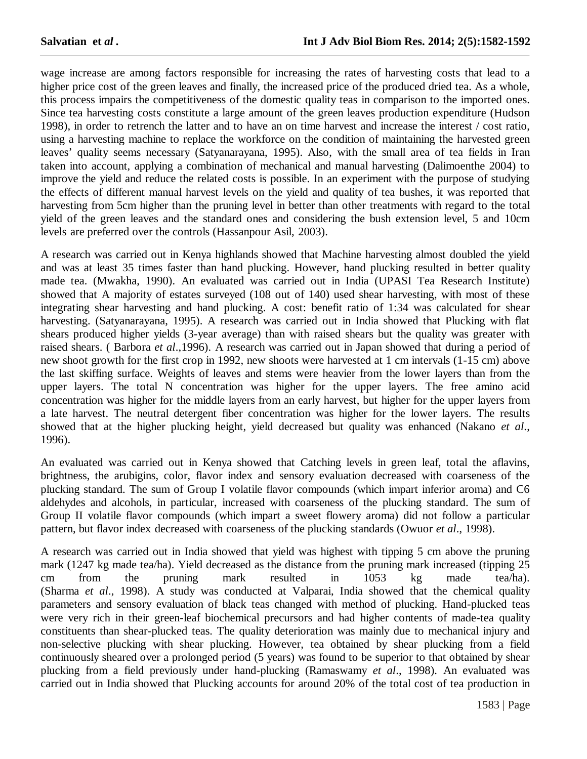wage increase are among factors responsible for increasing the rates of harvesting costs that lead to a higher price cost of the green leaves and finally, the increased price of the produced dried tea. As a whole, this process impairs the competitiveness of the domestic quality teas in comparison to the imported ones. Since tea harvesting costs constitute a large amount of the green leaves production expenditure (Hudson 1998), in order to retrench the latter and to have an on time harvest and increase the interest / cost ratio, using a harvesting machine to replace the workforce on the condition of maintaining the harvested green leaves' quality seems necessary (Satyanarayana, 1995). Also, with the small area of tea fields in Iran taken into account, applying a combination of mechanical and manual harvesting (Dalimoenthe 2004) to improve the yield and reduce the related costs is possible. In an experiment with the purpose of studying the effects of different manual harvest levels on the yield and quality of tea bushes, it was reported that harvesting from 5cm higher than the pruning level in better than other treatments with regard to the total yield of the green leaves and the standard ones and considering the bush extension level, 5 and 10cm levels are preferred over the controls (Hassanpour Asil, 2003).

A research was carried out in Kenya highlands showed that Machine harvesting almost doubled the yield and was at least 35 times faster than hand plucking. However, hand plucking resulted in better quality made tea. (Mwakha, 1990). An evaluated was carried out in India (UPASI Tea Research Institute) showed that A majority of estates surveyed (108 out of 140) used shear harvesting, with most of these integrating shear harvesting and hand plucking. A cost: benefit ratio of 1:34 was calculated for shear harvesting. (Satyanarayana, 1995). A research was carried out in India showed that Plucking with flat shears produced higher yields (3-year average) than with raised shears but the quality was greater with raised shears. ( Barbora *et al*.,1996). A research was carried out in Japan showed that during a period of new shoot growth for the first crop in 1992, new shoots were harvested at 1 cm intervals (1-15 cm) above the last skiffing surface. Weights of leaves and stems were heavier from the lower layers than from the upper layers. The total N concentration was higher for the upper layers. The free amino acid concentration was higher for the middle layers from an early harvest, but higher for the upper layers from a late harvest. The neutral detergent fiber concentration was higher for the lower layers. The results showed that at the higher plucking height, yield decreased but quality was enhanced (Nakano *et al*., 1996).

An evaluated was carried out in Kenya showed that Catching levels in green leaf, total the aflavins, brightness, the arubigins, color, flavor index and sensory evaluation decreased with coarseness of the plucking standard. The sum of Group I volatile flavor compounds (which impart inferior aroma) and C6 aldehydes and alcohols, in particular, increased with coarseness of the plucking standard. The sum of Group II volatile flavor compounds (which impart a sweet flowery aroma) did not follow a particular pattern, but flavor index decreased with coarseness of the plucking standards (Owuor *et al*., 1998).

A research was carried out in India showed that yield was highest with tipping 5 cm above the pruning mark (1247 kg made tea/ha). Yield decreased as the distance from the pruning mark increased (tipping 25 cm from the pruning mark resulted in 1053 kg made tea/ha). (Sharma *et al*., 1998). A study was conducted at Valparai, India showed that the chemical quality parameters and sensory evaluation of black teas changed with method of plucking. Hand-plucked teas were very rich in their green-leaf biochemical precursors and had higher contents of made-tea quality constituents than shear-plucked teas. The quality deterioration was mainly due to mechanical injury and non-selective plucking with shear plucking. However, tea obtained by shear plucking from a field continuously sheared over a prolonged period (5 years) was found to be superior to that obtained by shear plucking from a field previously under hand-plucking (Ramaswamy *et al*., 1998). An evaluated was carried out in India showed that Plucking accounts for around 20% of the total cost of tea production in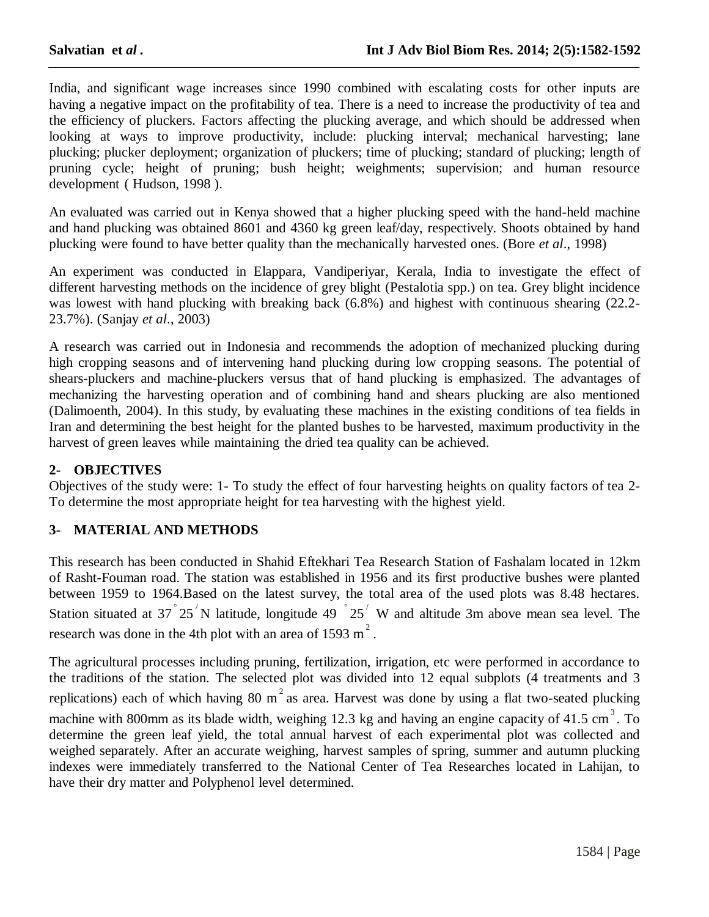India, and significant wage increases since 1990 combined with escalating costs for other inputs are having a negative impact on the profitability of tea. There is a need to increase the productivity of tea and the efficiency of pluckers. Factors affecting the plucking average, and which should be addressed when looking at ways to improve productivity, include: plucking interval; mechanical harvesting; lane plucking; plucker deployment; organization of pluckers; time of plucking; standard of plucking; length of pruning cycle; height of pruning; bush height; weighments; supervision; and human resource development ( Hudson, 1998 ).

An evaluated was carried out in Kenya showed that a higher plucking speed with the hand-held machine and hand plucking was obtained 8601 and 4360 kg green leaf/day, respectively. Shoots obtained by hand plucking were found to have better quality than the mechanically harvested ones. (Bore *et al*., 1998)

An experiment was conducted in Elappara, Vandiperiyar, Kerala, India to investigate the effect of different harvesting methods on the incidence of grey blight (Pestalotia spp.) on tea. Grey blight incidence was lowest with hand plucking with breaking back (6.8%) and highest with continuous shearing (22.2-23.7%). (Sanjay *et al*., 2003)

A research was carried out in Indonesia and recommends the adoption of mechanized plucking during high cropping seasons and of intervening hand plucking during low cropping seasons. The potential of shears-pluckers and machine-pluckers versus that of hand plucking is emphasized. The advantages of mechanizing the harvesting operation and of combining hand and shears plucking are also mentioned (Dalimoenth, 2004). In this study, by evaluating these machines in the existing conditions of tea fields in Iran and determining the best height for the planted bushes to be harvested, maximum productivity in the harvest of green leaves while maintaining the dried tea quality can be achieved.

## 2- OBJECTIVES

Objectives of the study were: 1- To study the effect of four harvesting heights on quality factors of tea 2- To determine the most appropriate height for tea harvesting with the highest yield.

## 3- MATERIAL AND METHODS

This research has been conducted in Shahid Eftekhari Tea Research Station of Fashalam located in 12km of Rasht-Fouman road. The station was established in 1956 and its first productive bushes were planted between 1959 to 1964.Based on the latest survey, the total area of the used plots was 8.48 hectares. Station situated at $37^{\circ}25^{\prime}$N latitude, longitude $49^{\circ}25^{\prime}$ W and altitude 3m above mean sea level. The research was done in the 4th plot with an area of 1593 $m^2$.

The agricultural processes including pruning, fertilization, irrigation, etc were performed in accordance to the traditions of the station. The selected plot was divided into 12 equal subplots (4 treatments and 3 replications) each of which having 80 $m^2$ as area. Harvest was done by using a flat two-seated plucking machine with 800mm as its blade width, weighing 12.3 kg and having an engine capacity of 41.5 $cm^3$. To determine the green leaf yield, the total annual harvest of each experimental plot was collected and weighed separately. After an accurate weighing, harvest samples of spring, summer and autumn plucking indexes were immediately transferred to the National Center of Tea Researches located in Lahijan, to have their dry matter and Polyphenol level determined.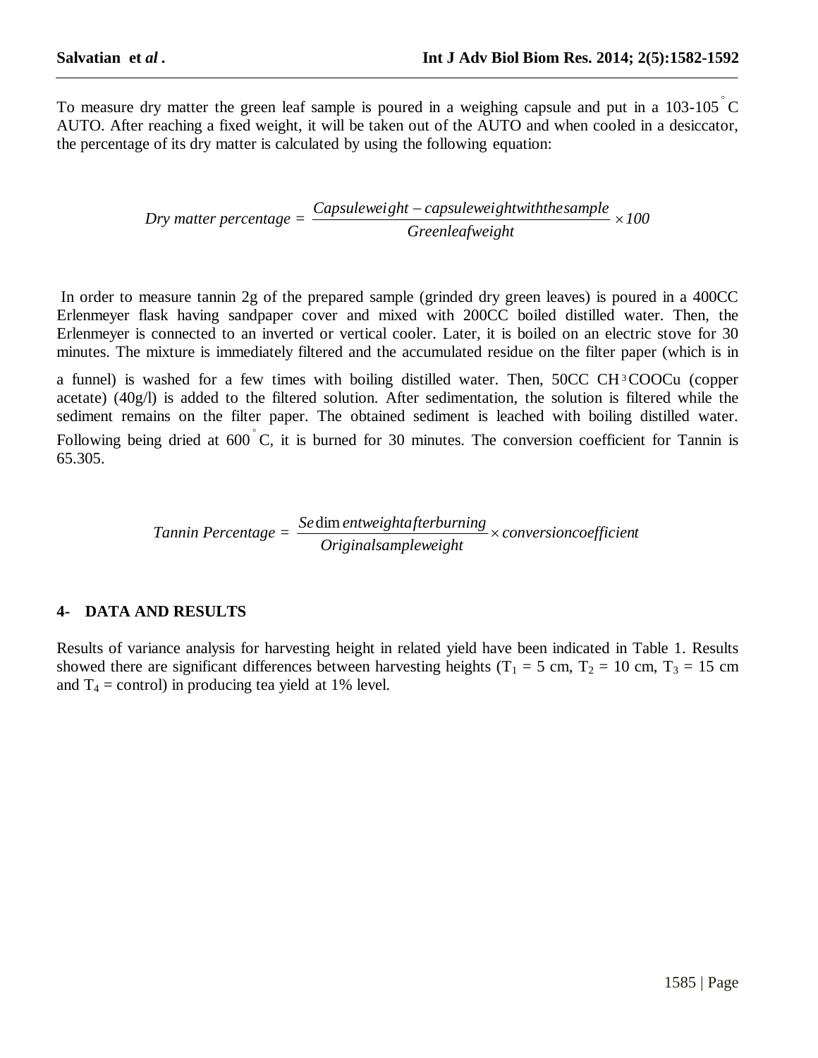To measure dry matter the green leaf sample is poured in a weighing capsule and put in a 103-105 $^{\circ}$C AUTO. After reaching a fixed weight, it will be taken out of the AUTO and when cooled in a desiccator, the percentage of its dry matter is calculated by using the following equation:

$$Dry\ matter\ percentage = \frac{Capsuleweight - capsuleweightwiththesample}{Greenleafweight} \times 100$$

In order to measure tannin 2g of the prepared sample (grinded dry green leaves) is poured in a 400CC Erlenmeyer flask having sandpaper cover and mixed with 200CC boiled distilled water. Then, the Erlenmeyer is connected to an inverted or vertical cooler. Later, it is boiled on an electric stove for 30 minutes. The mixture is immediately filtered and the accumulated residue on the filter paper (which is in a funnel) is washed for a few times with boiling distilled water. Then, 50CC $CH_3COOCu$ (copper acetate) (40g/l) is added to the filtered solution. After sedimentation, the solution is filtered while the sediment remains on the filter paper. The obtained sediment is leached with boiling distilled water. Following being dried at 600 $^{\circ}$C, it is burned for 30 minutes. The conversion coefficient for Tannin is 65.305.

$$Tannin\ Percentage = \frac{Sedimentweightafterburning}{Originalsampleweight} \times conversioncoefficient$$

## 4- DATA AND RESULTS

Results of variance analysis for harvesting height in related yield have been indicated in Table 1. Results showed there are significant differences between harvesting heights ($T_1$ = 5 cm, $T_2$ = 10 cm, $T_3$ = 15 cm and $T_4$ = control) in producing tea yield at 1% level.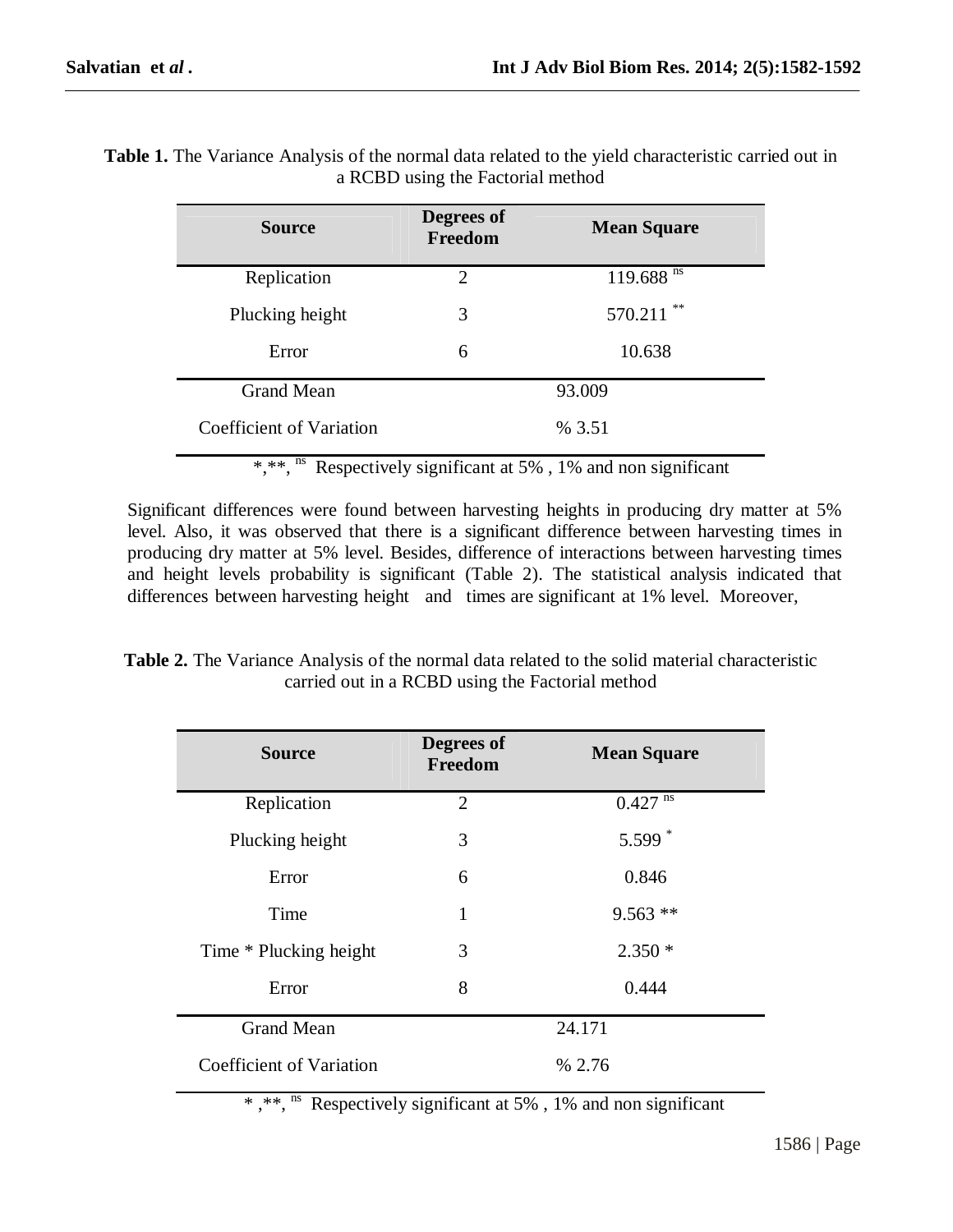**Table 1.** The Variance Analysis of the normal data related to the yield characteristic carried out in a RCBD using the Factorial method

| Source | Degrees of Freedom | Mean Square |
|---|---|---|
| Replication | 2 | 119.688 $^{ns}$ |
| Plucking height | 3 | 570.211 $^{**}$ |
| Error | 6 | 10.638 |
| Grand Mean | | 93.009 |
| Coefficient of Variation | | % 3.51 |

*,**, $^{ns}$ Respectively significant at 5% , 1% and non significant

Significant differences were found between harvesting heights in producing dry matter at 5% level. Also, it was observed that there is a significant difference between harvesting times in producing dry matter at 5% level. Besides, difference of interactions between harvesting times and height levels probability is significant (Table 2). The statistical analysis indicated that differences between harvesting height and times are significant at 1% level. Moreover,

**Table 2.** The Variance Analysis of the normal data related to the solid material characteristic carried out in a RCBD using the Factorial method

| Source | Degrees of Freedom | Mean Square |
|---|---|---|
| Replication | 2 | 0.427 $^{ns}$ |
| Plucking height | 3 | 5.599 $^{*}$ |
| Error | 6 | 0.846 |
| Time | 1 | 9.563 ** |
| Time * Plucking height | 3 | 2.350 * |
| Error | 8 | 0.444 |
| Grand Mean | | 24.171 |
| Coefficient of Variation | | % 2.76 |

* ,**, $^{ns}$ Respectively significant at 5% , 1% and non significant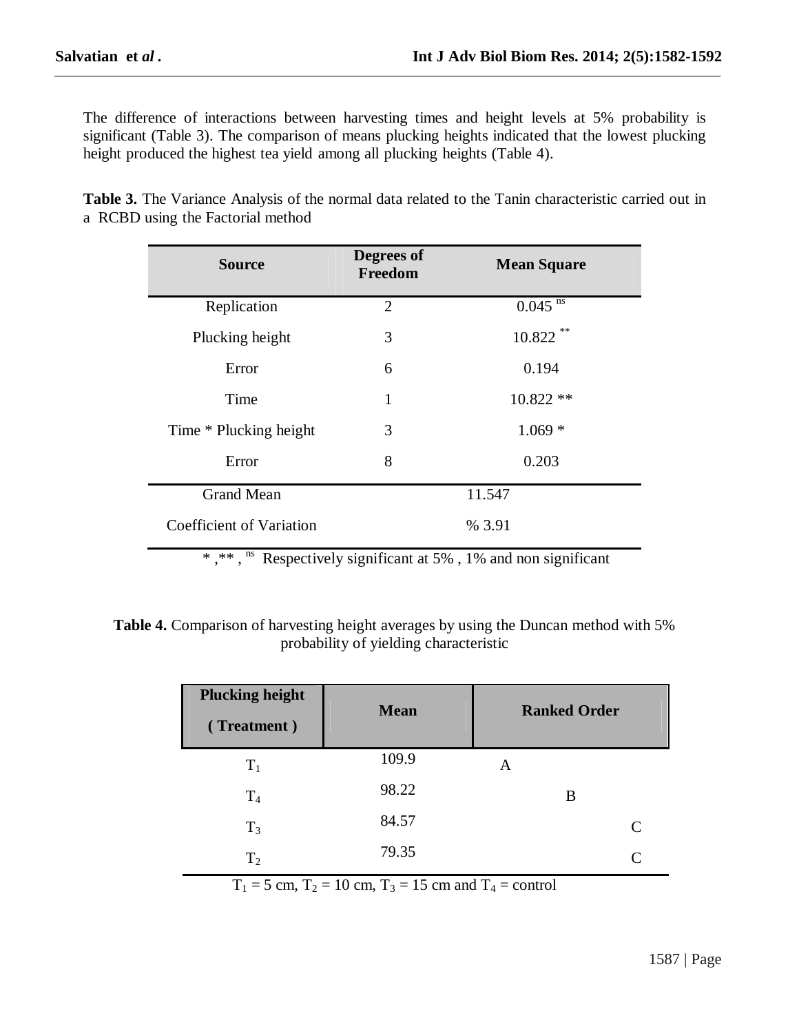The difference of interactions between harvesting times and height levels at 5% probability is significant (Table 3). The comparison of means plucking heights indicated that the lowest plucking height produced the highest tea yield among all plucking heights (Table 4).

**Table 3.** The Variance Analysis of the normal data related to the Tanin characteristic carried out in a RCBD using the Factorial method

| Source | Degrees of Freedom | Mean Square |
|---|---|---|
| Replication | 2 | 0.045 $^{ns}$ |
| Plucking height | 3 | 10.822 $^{**}$ |
| Error | 6 | 0.194 |
| Time | 1 | 10.822 ** |
| Time * Plucking height | 3 | 1.069 * |
| Error | 8 | 0.203 |
| Grand Mean | | 11.547 |
| Coefficient of Variation | | % 3.91 |

* ,** , $^{ns}$ Respectively significant at 5% , 1% and non significant

**Table 4.** Comparison of harvesting height averages by using the Duncan method with 5% probability of yielding characteristic

| Plucking height ( Treatment ) | Mean | Ranked Order | | |
|---|---|---|---|---|
| $T_1$ | 109.9 | A | | |
| $T_4$ | 98.22 | | B | |
| $T_3$ | 84.57 | | | C |
| $T_2$ | 79.35 | | | C |

$T_1$ = 5 cm, $T_2$ = 10 cm, $T_3$ = 15 cm and $T_4$ = control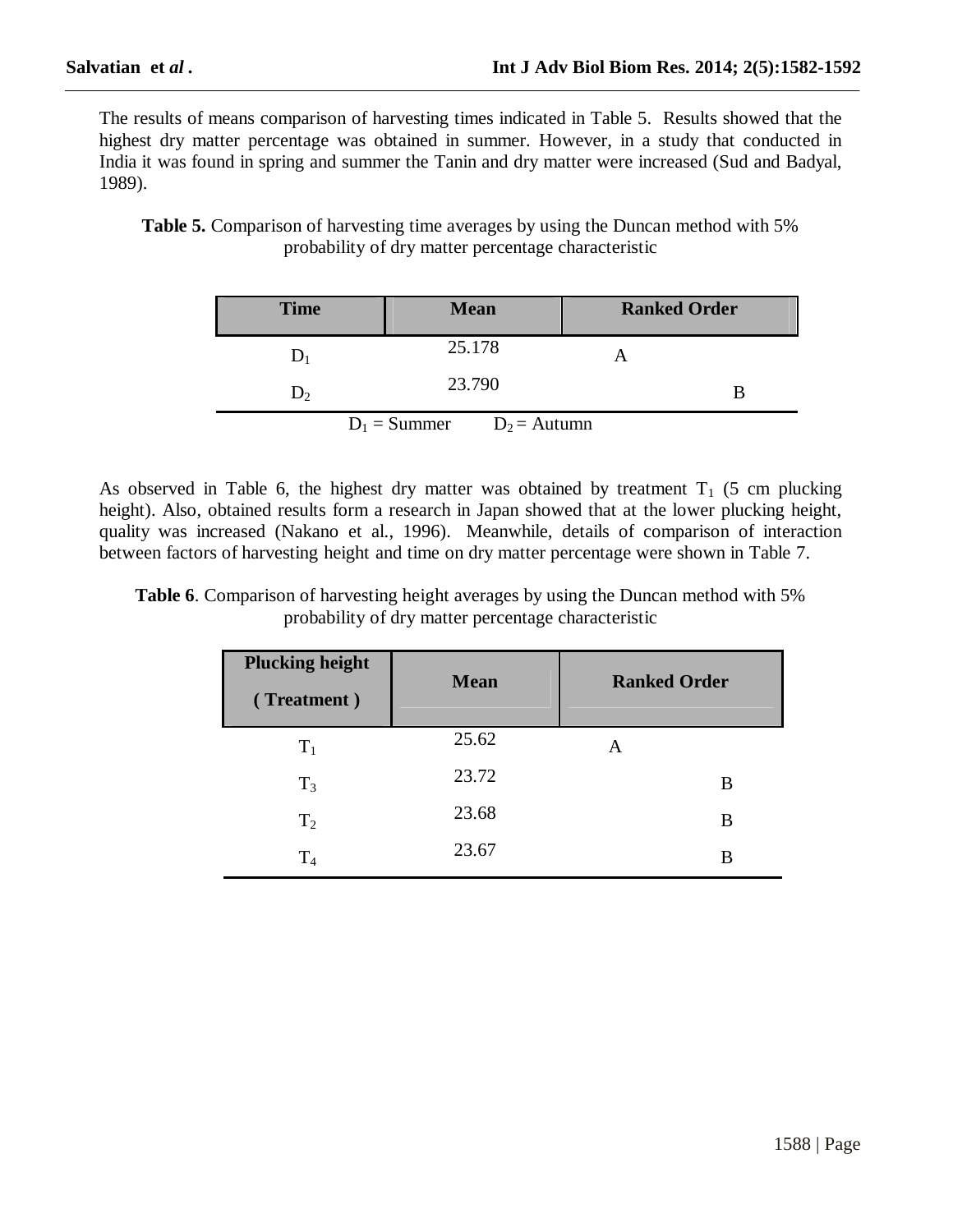The results of means comparison of harvesting times indicated in Table 5. Results showed that the highest dry matter percentage was obtained in summer. However, in a study that conducted in India it was found in spring and summer the Tanin and dry matter were increased (Sud and Badyal, 1989).

**Table 5.** Comparison of harvesting time averages by using the Duncan method with 5% probability of dry matter percentage characteristic

| Time | Mean | Ranked Order |
|---|---|---|
| $D_1$ | 25.178 | A |
| $D_2$ | 23.790 | B |

$D_1$ = Summer $D_2$ = Autumn

As observed in Table 6, the highest dry matter was obtained by treatment $T_1$ (5 cm plucking height). Also, obtained results form a research in Japan showed that at the lower plucking height, quality was increased (Nakano et al., 1996). Meanwhile, details of comparison of interaction between factors of harvesting height and time on dry matter percentage were shown in Table 7.

**Table 6**. Comparison of harvesting height averages by using the Duncan method with 5% probability of dry matter percentage characteristic

| Plucking height ( Treatment ) | Mean | Ranked Order |
|---|---|---|
| $T_1$ | 25.62 | A |
| $T_3$ | 23.72 | B |
| $T_2$ | 23.68 | B |
| $T_4$ | 23.67 | B |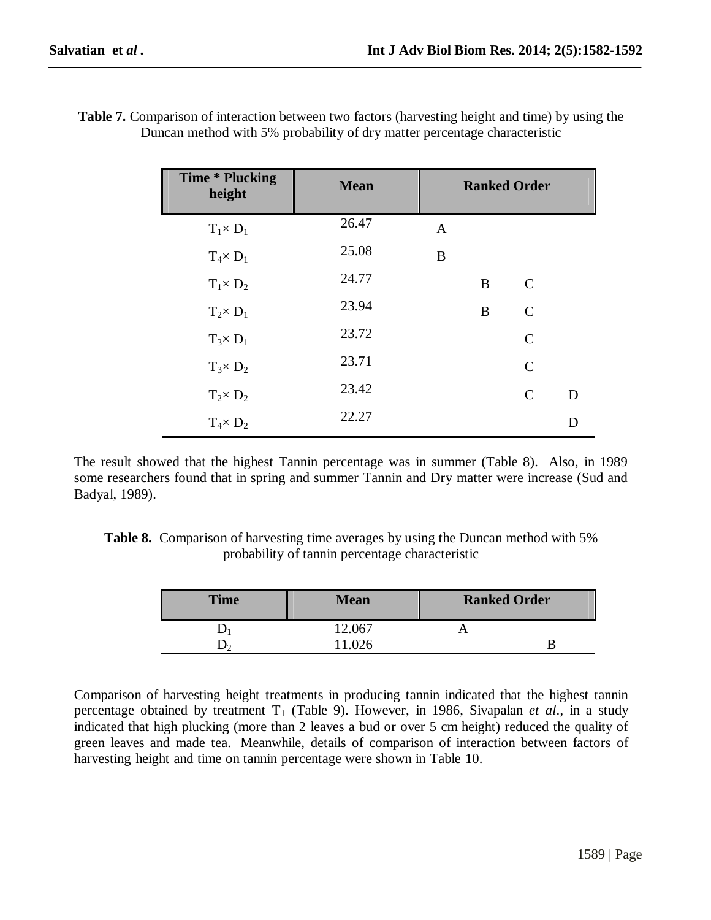**Table 7.** Comparison of interaction between two factors (harvesting height and time) by using the Duncan method with 5% probability of dry matter percentage characteristic

| Time * Plucking height | Mean | Ranked Order | | | |
|---|---|---|---|---|---|
| $T_1 \times D_1$ | 26.47 | A | | | |
| $T_4 \times D_1$ | 25.08 | B | | | |
| $T_1 \times D_2$ | 24.77 | | B | C | |
| $T_2 \times D_1$ | 23.94 | | B | C | |
| $T_3 \times D_1$ | 23.72 | | | C | |
| $T_3 \times D_2$ | 23.71 | | | C | |
| $T_2 \times D_2$ | 23.42 | | | C | D |
| $T_4 \times D_2$ | 22.27 | | | | D |

The result showed that the highest Tannin percentage was in summer (Table 8). Also, in 1989 some researchers found that in spring and summer Tannin and Dry matter were increase (Sud and Badyal, 1989).

**Table 8.** Comparison of harvesting time averages by using the Duncan method with 5% probability of tannin percentage characteristic

| Time | Mean | Ranked Order | |
|---|---|---|---|
| $D_1$ | 12.067 | A | |
| $D_2$ | 11.026 | | B |

Comparison of harvesting height treatments in producing tannin indicated that the highest tannin percentage obtained by treatment $T_1$ (Table 9). However, in 1986, Sivapalan *et al*., in a study indicated that high plucking (more than 2 leaves a bud or over 5 cm height) reduced the quality of green leaves and made tea. Meanwhile, details of comparison of interaction between factors of harvesting height and time on tannin percentage were shown in Table 10.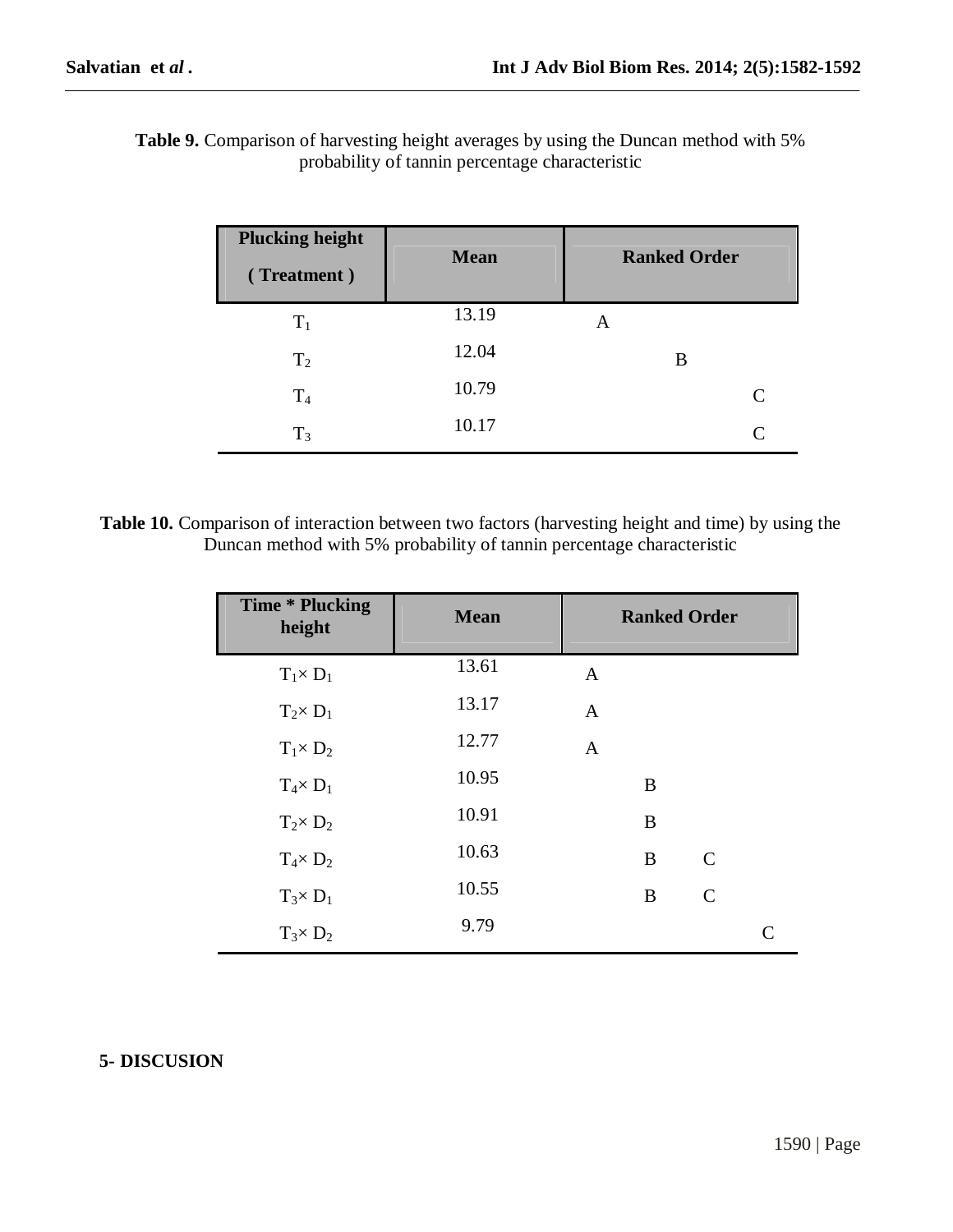**Table 9.** Comparison of harvesting height averages by using the Duncan method with 5% probability of tannin percentage characteristic

| Plucking height ( Treatment ) | Mean | Ranked Order | | |
|---|---|---|---|---|
| $T_1$ | 13.19 | A | | |
| $T_2$ | 12.04 | | B | |
| $T_4$ | 10.79 | | | C |
| $T_3$ | 10.17 | | | C |

**Table 10.** Comparison of interaction between two factors (harvesting height and time) by using the Duncan method with 5% probability of tannin percentage characteristic

| Time * Plucking height | Mean | Ranked Order | | |
|---|---|---|---|---|
| $T_1 \times D_1$ | 13.61 | A | | |
| $T_2 \times D_1$ | 13.17 | A | | |
| $T_1 \times D_2$ | 12.77 | A | | |
| $T_4 \times D_1$ | 10.95 | | B | |
| $T_2 \times D_2$ | 10.91 | | B | |
| $T_4 \times D_2$ | 10.63 | | B | C |
| $T_3 \times D_1$ | 10.55 | | B | C |
| $T_3 \times D_2$ | 9.79 | | | C |

**5- DISCUSION**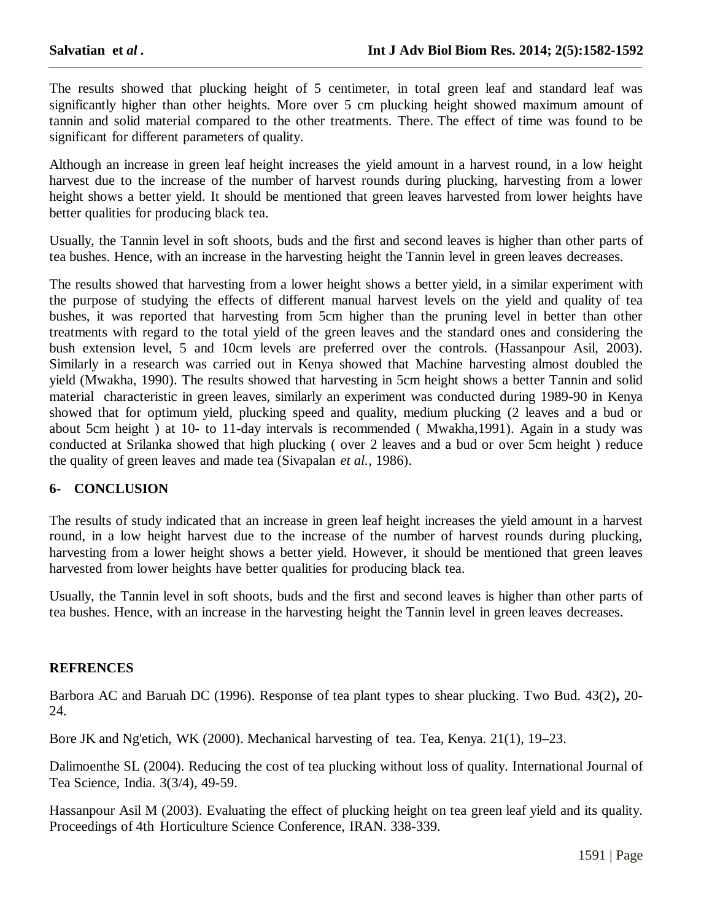The results showed that plucking height of 5 centimeter, in total green leaf and standard leaf was significantly higher than other heights. More over 5 cm plucking height showed maximum amount of tannin and solid material compared to the other treatments. There. The effect of time was found to be significant for different parameters of quality.

Although an increase in green leaf height increases the yield amount in a harvest round, in a low height harvest due to the increase of the number of harvest rounds during plucking, harvesting from a lower height shows a better yield. It should be mentioned that green leaves harvested from lower heights have better qualities for producing black tea.

Usually, the Tannin level in soft shoots, buds and the first and second leaves is higher than other parts of tea bushes. Hence, with an increase in the harvesting height the Tannin level in green leaves decreases.

The results showed that harvesting from a lower height shows a better yield, in a similar experiment with the purpose of studying the effects of different manual harvest levels on the yield and quality of tea bushes, it was reported that harvesting from 5cm higher than the pruning level in better than other treatments with regard to the total yield of the green leaves and the standard ones and considering the bush extension level, 5 and 10cm levels are preferred over the controls. (Hassanpour Asil, 2003). Similarly in a research was carried out in Kenya showed that Machine harvesting almost doubled the yield (Mwakha, 1990). The results showed that harvesting in 5cm height shows a better Tannin and solid material characteristic in green leaves, similarly an experiment was conducted during 1989-90 in Kenya showed that for optimum yield, plucking speed and quality, medium plucking (2 leaves and a bud or about 5cm height ) at 10- to 11-day intervals is recommended ( Mwakha,1991). Again in a study was conducted at Srilanka showed that high plucking ( over 2 leaves and a bud or over 5cm height ) reduce the quality of green leaves and made tea (Sivapalan *et al.*, 1986).

## 6- CONCLUSION

The results of study indicated that an increase in green leaf height increases the yield amount in a harvest round, in a low height harvest due to the increase of the number of harvest rounds during plucking, harvesting from a lower height shows a better yield. However, it should be mentioned that green leaves harvested from lower heights have better qualities for producing black tea.

Usually, the Tannin level in soft shoots, buds and the first and second leaves is higher than other parts of tea bushes. Hence, with an increase in the harvesting height the Tannin level in green leaves decreases.

## REFRENCES

Barbora AC and Baruah DC (1996). Response of tea plant types to shear plucking. Two Bud. 43(2)**,** 20-24.

Bore JK and Ng'etich, WK (2000). Mechanical harvesting of tea. Tea, Kenya. 21(1), 19–23.

Dalimoenthe SL (2004). Reducing the cost of tea plucking without loss of quality. International Journal of Tea Science, India. 3(3/4), 49-59.

Hassanpour Asil M (2003). Evaluating the effect of plucking height on tea green leaf yield and its quality. Proceedings of 4th Horticulture Science Conference, IRAN. 338-339.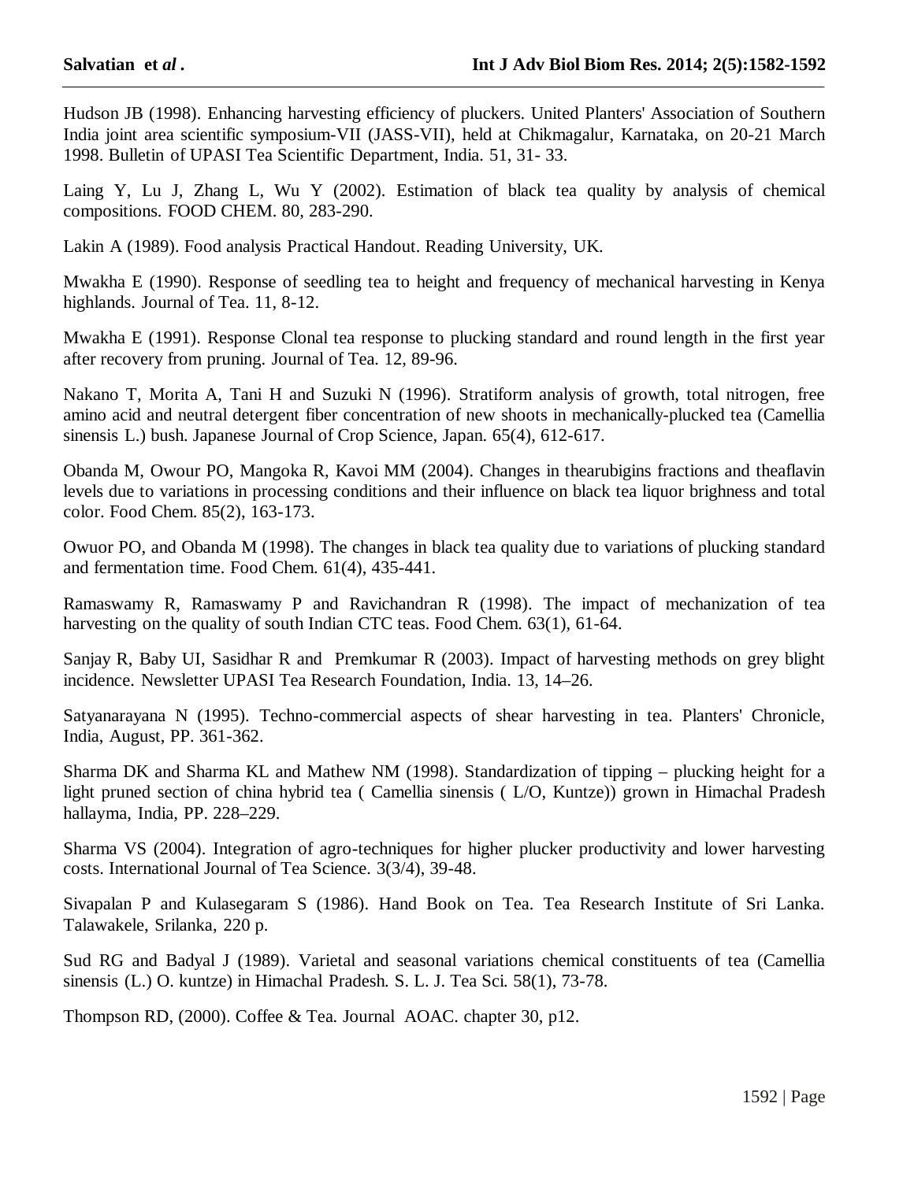Hudson JB (1998). Enhancing harvesting efficiency of pluckers. United Planters' Association of Southern India joint area scientific symposium-VII (JASS-VII), held at Chikmagalur, Karnataka, on 20-21 March 1998. Bulletin of UPASI Tea Scientific Department, India. 51, 31- 33.

Laing Y, Lu J, Zhang L, Wu Y (2002). Estimation of black tea quality by analysis of chemical compositions. FOOD CHEM. 80, 283-290.

Lakin A (1989). Food analysis Practical Handout. Reading University, UK.

Mwakha E (1990). Response of seedling tea to height and frequency of mechanical harvesting in Kenya highlands. Journal of Tea. 11, 8-12.

Mwakha E (1991). Response Clonal tea response to plucking standard and round length in the first year after recovery from pruning. Journal of Tea. 12, 89-96.

Nakano T, Morita A, Tani H and Suzuki N (1996). Stratiform analysis of growth, total nitrogen, free amino acid and neutral detergent fiber concentration of new shoots in mechanically-plucked tea (Camellia sinensis L.) bush. Japanese Journal of Crop Science, Japan. 65(4), 612-617.

Obanda M, Owour PO, Mangoka R, Kavoi MM (2004). Changes in thearubigins fractions and theaflavin levels due to variations in processing conditions and their influence on black tea liquor brighness and total color. Food Chem. 85(2), 163-173.

Owuor PO, and Obanda M (1998). The changes in black tea quality due to variations of plucking standard and fermentation time. Food Chem. 61(4), 435-441.

Ramaswamy R, Ramaswamy P and Ravichandran R (1998). The impact of mechanization of tea harvesting on the quality of south Indian CTC teas. Food Chem. 63(1), 61-64.

Sanjay R, Baby UI, Sasidhar R and Premkumar R (2003). Impact of harvesting methods on grey blight incidence. Newsletter UPASI Tea Research Foundation, India. 13, 14–26.

Satyanarayana N (1995). Techno-commercial aspects of shear harvesting in tea. Planters' Chronicle, India, August, PP. 361-362.

Sharma DK and Sharma KL and Mathew NM (1998). Standardization of tipping – plucking height for a light pruned section of china hybrid tea ( Camellia sinensis ( L/O, Kuntze)) grown in Himachal Pradesh hallayma, India, PP. 228–229.

Sharma VS (2004). Integration of agro-techniques for higher plucker productivity and lower harvesting costs. International Journal of Tea Science. 3(3/4), 39-48.

Sivapalan P and Kulasegaram S (1986). Hand Book on Tea. Tea Research Institute of Sri Lanka. Talawakele, Srilanka, 220 p.

Sud RG and Badyal J (1989). Varietal and seasonal variations chemical constituents of tea (Camellia sinensis (L.) O. kuntze) in Himachal Pradesh. S. L. J. Tea Sci. 58(1), 73-78.

Thompson RD, (2000). Coffee & Tea. Journal AOAC. chapter 30, p12.